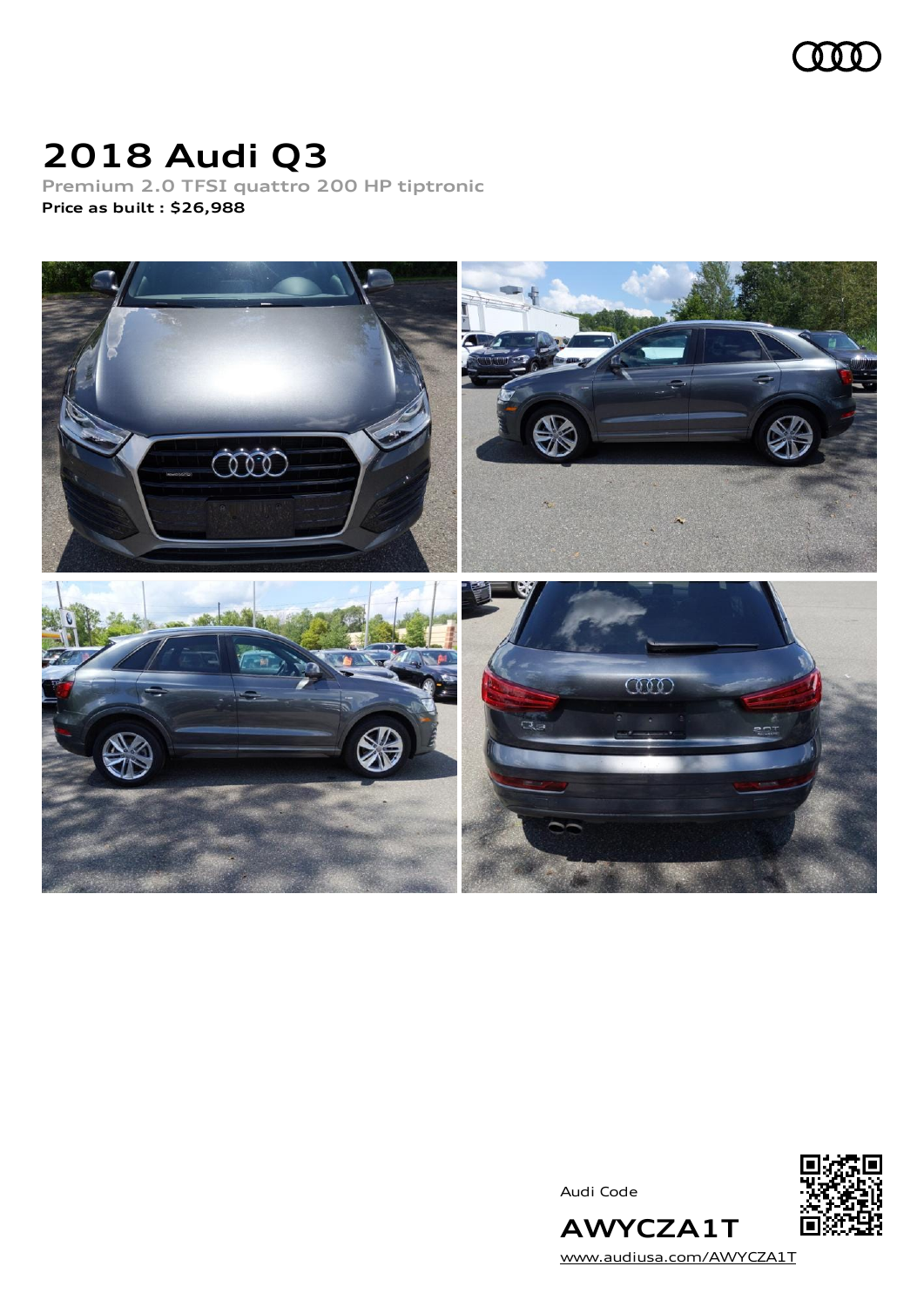# 2018 Audi Q3

Premium 2.0 TFSI quattro 200 HP tiptronic

**Price as built : $26,988**

Audi Code

**AWYCZA1T**

[www.audiusa.com/AWYCZA1T](www.audiusa.com/AWYCZA1T)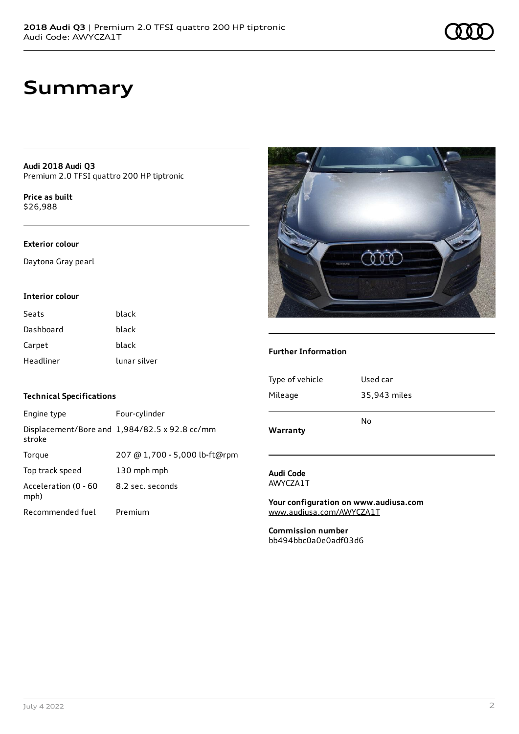# Summary

**Audi 2018 Audi Q3**
Premium 2.0 TFSI quattro 200 HP tiptronic

**Price as built**
$26,988

### Exterior colour

Daytona Gray pearl

### Interior colour

| | |
|---|---|
| Seats | black |
| Dashboard | black |
| Carpet | black |
| Headliner | lunar silver |

### Technical Specifications

| | |
|---|---|
| Engine type | Four-cylinder |
| Displacement/Bore and stroke | 1,984/82.5 x 92.8 cc/mm |
| Torque | 207 @ 1,700 - 5,000 lb-ft@rpm |
| Top track speed | 130 mph mph |
| Acceleration (0 - 60 mph) | 8.2 sec. seconds |
| Recommended fuel | Premium |

### Further Information

| | |
|---|---|
| Type of vehicle | Used car |
| Mileage | 35,943 miles |
| **Warranty** | No |

**Audi Code**
AWYCZA1T

**Your configuration on www.audiusa.com**
www.audiusa.com/AWYCZA1T

**Commission number**
bb494bbc0a0e0adf03d6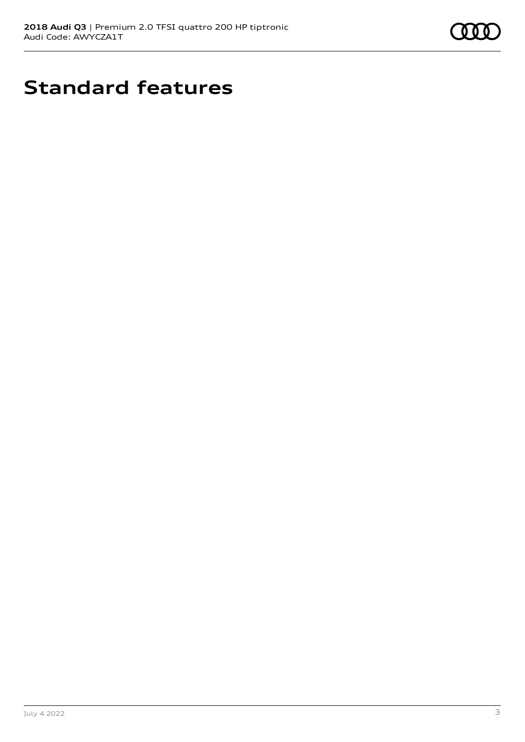# Standard features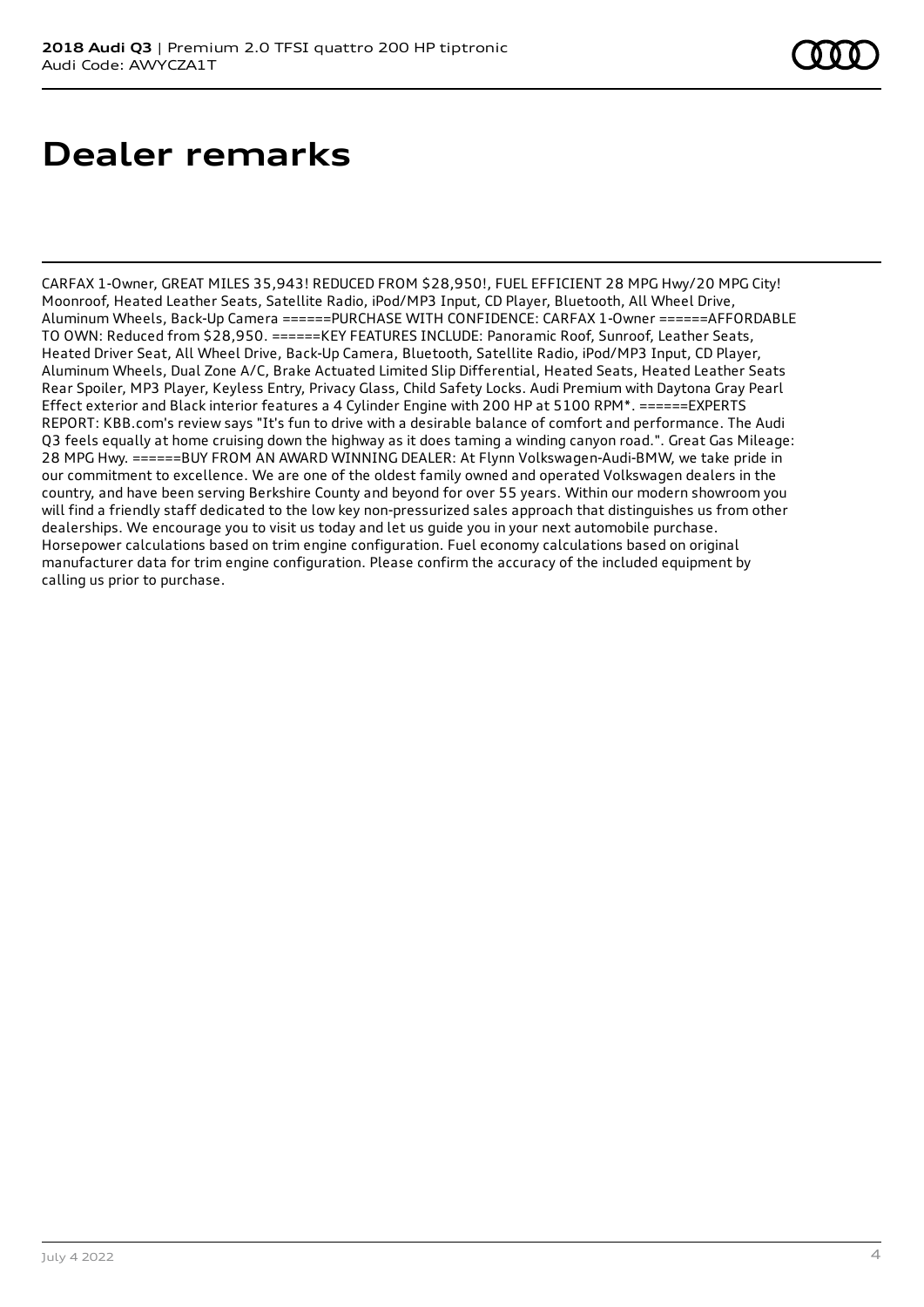# Dealer remarks

CARFAX 1-Owner, GREAT MILES 35,943! REDUCED FROM $28,950!, FUEL EFFICIENT 28 MPG Hwy/20 MPG City! Moonroof, Heated Leather Seats, Satellite Radio, iPod/MP3 Input, CD Player, Bluetooth, All Wheel Drive, Aluminum Wheels, Back-Up Camera ======PURCHASE WITH CONFIDENCE: CARFAX 1-Owner ======AFFORDABLE TO OWN: Reduced from $28,950. ======KEY FEATURES INCLUDE: Panoramic Roof, Sunroof, Leather Seats, Heated Driver Seat, All Wheel Drive, Back-Up Camera, Bluetooth, Satellite Radio, iPod/MP3 Input, CD Player, Aluminum Wheels, Dual Zone A/C, Brake Actuated Limited Slip Differential, Heated Seats, Heated Leather Seats Rear Spoiler, MP3 Player, Keyless Entry, Privacy Glass, Child Safety Locks. Audi Premium with Daytona Gray Pearl Effect exterior and Black interior features a 4 Cylinder Engine with 200 HP at 5100 RPM*. ======EXPERTS REPORT: KBB.com's review says "It's fun to drive with a desirable balance of comfort and performance. The Audi Q3 feels equally at home cruising down the highway as it does taming a winding canyon road.". Great Gas Mileage: 28 MPG Hwy. ======BUY FROM AN AWARD WINNING DEALER: At Flynn Volkswagen-Audi-BMW, we take pride in our commitment to excellence. We are one of the oldest family owned and operated Volkswagen dealers in the country, and have been serving Berkshire County and beyond for over 55 years. Within our modern showroom you will find a friendly staff dedicated to the low key non-pressurized sales approach that distinguishes us from other dealerships. We encourage you to visit us today and let us guide you in your next automobile purchase. Horsepower calculations based on trim engine configuration. Fuel economy calculations based on original manufacturer data for trim engine configuration. Please confirm the accuracy of the included equipment by calling us prior to purchase.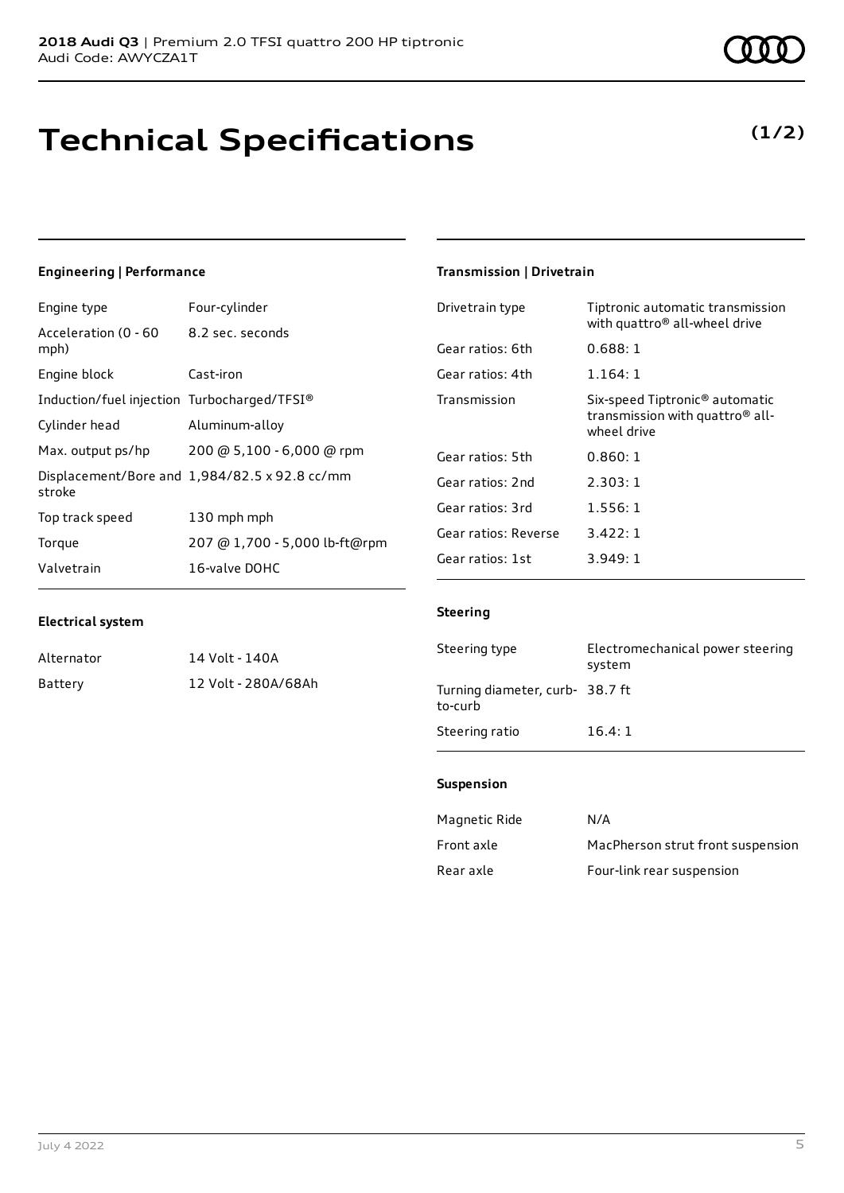**2018 Audi Q3** | Premium 2.0 TFSI quattro 200 HP tiptronic
Audi Code: AWYCZA1T

# Technical Specifications

**(1/2)**

### Engineering | Performance

| | |
|---|---|
| Engine type | Four-cylinder |
| Acceleration (0 - 60 mph) | 8.2 sec. seconds |
| Engine block | Cast-iron |
| Induction/fuel injection | Turbocharged/TFSI® |
| Cylinder head | Aluminum-alloy |
| Max. output ps/hp | 200 @ 5,100 - 6,000 @ rpm |
| Displacement/Bore and stroke | 1,984/82.5 x 92.8 cc/mm |
| Top track speed | 130 mph mph |
| Torque | 207 @ 1,700 - 5,000 lb-ft@rpm |
| Valvetrain | 16-valve DOHC |

### Electrical system

| | |
|---|---|
| Alternator | 14 Volt - 140A |
| Battery | 12 Volt - 280A/68Ah |

### Transmission | Drivetrain

| | |
|---|---|
| Drivetrain type | Tiptronic automatic transmission with quattro® all-wheel drive |
| Gear ratios: 6th | 0.688: 1 |
| Gear ratios: 4th | 1.164: 1 |
| Transmission | Six-speed Tiptronic® automatic transmission with quattro® all-wheel drive |
| Gear ratios: 5th | 0.860: 1 |
| Gear ratios: 2nd | 2.303: 1 |
| Gear ratios: 3rd | 1.556: 1 |
| Gear ratios: Reverse | 3.422: 1 |
| Gear ratios: 1st | 3.949: 1 |

### Steering

| | |
|---|---|
| Steering type | Electromechanical power steering system |
| Turning diameter, curb-to-curb | 38.7 ft |
| Steering ratio | 16.4: 1 |

### Suspension

| | |
|---|---|
| Magnetic Ride | N/A |
| Front axle | MacPherson strut front suspension |
| Rear axle | Four-link rear suspension |

July 4 2022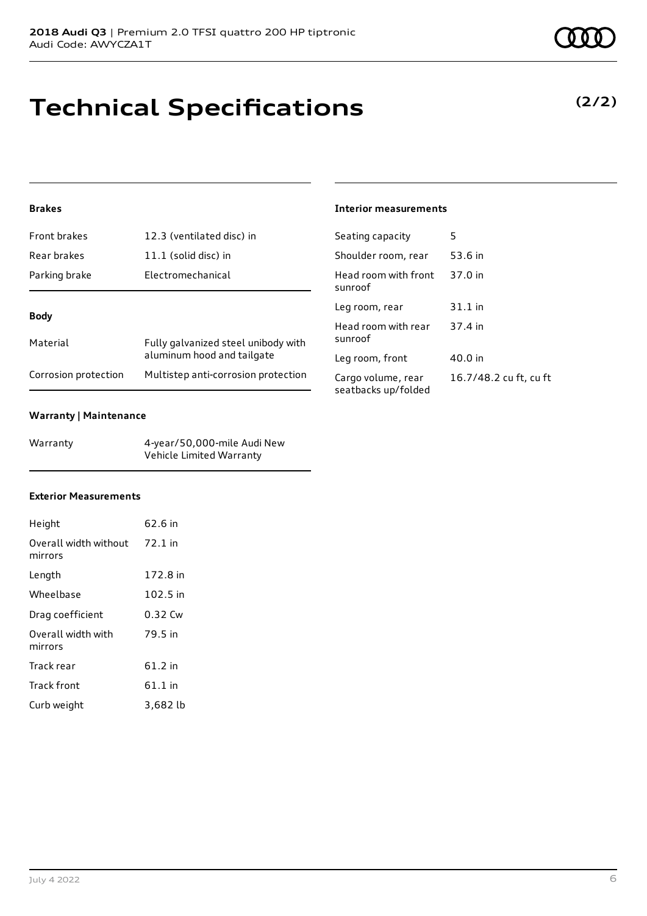## Technical Specifications

**(2/2)**

### Brakes

| | |
|---|---|
| Front brakes | 12.3 (ventilated disc) in |
| Rear brakes | 11.1 (solid disc) in |
| Parking brake | Electromechanical |

### Body

| | |
|---|---|
| Material | Fully galvanized steel unibody with aluminum hood and tailgate |
| Corrosion protection | Multistep anti-corrosion protection |

### Warranty | Maintenance

| | |
|---|---|
| Warranty | 4-year/50,000-mile Audi New Vehicle Limited Warranty |

### Exterior Measurements

| | |
|---|---|
| Height | 62.6 in |
| Overall width without mirrors | 72.1 in |
| Length | 172.8 in |
| Wheelbase | 102.5 in |
| Drag coefficient | 0.32 Cw |
| Overall width with mirrors | 79.5 in |
| Track rear | 61.2 in |
| Track front | 61.1 in |
| Curb weight | 3,682 lb |

### Interior measurements

| | |
|---|---|
| Seating capacity | 5 |
| Shoulder room, rear | 53.6 in |
| Head room with front sunroof | 37.0 in |
| Leg room, rear | 31.1 in |
| Head room with rear sunroof | 37.4 in |
| Leg room, front | 40.0 in |
| Cargo volume, rear seatbacks up/folded | 16.7/48.2 cu ft, cu ft |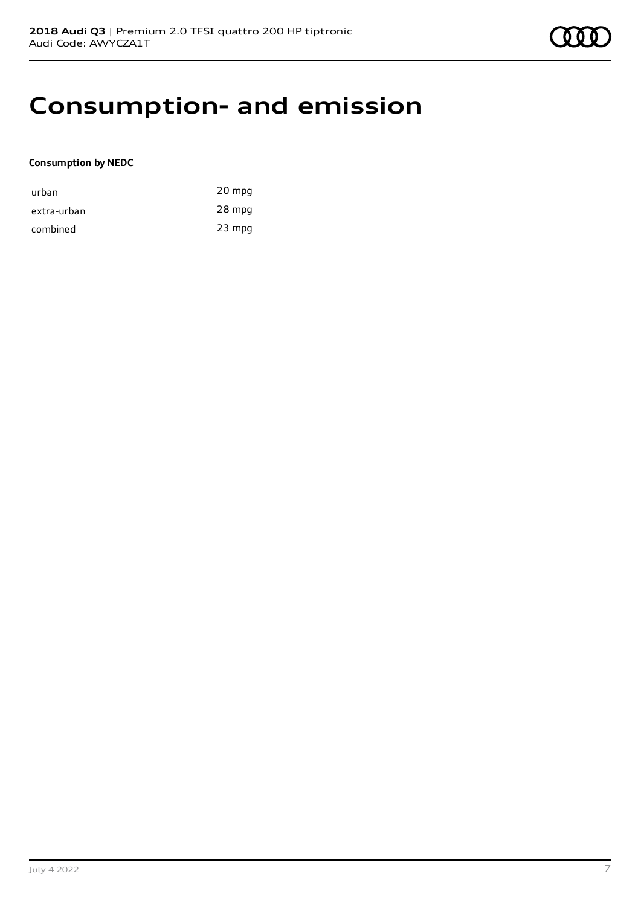# Consumption- and emission

**Consumption by NEDC**

| | |
|---|---|
| urban | 20 mpg |
| extra-urban | 28 mpg |
| combined | 23 mpg |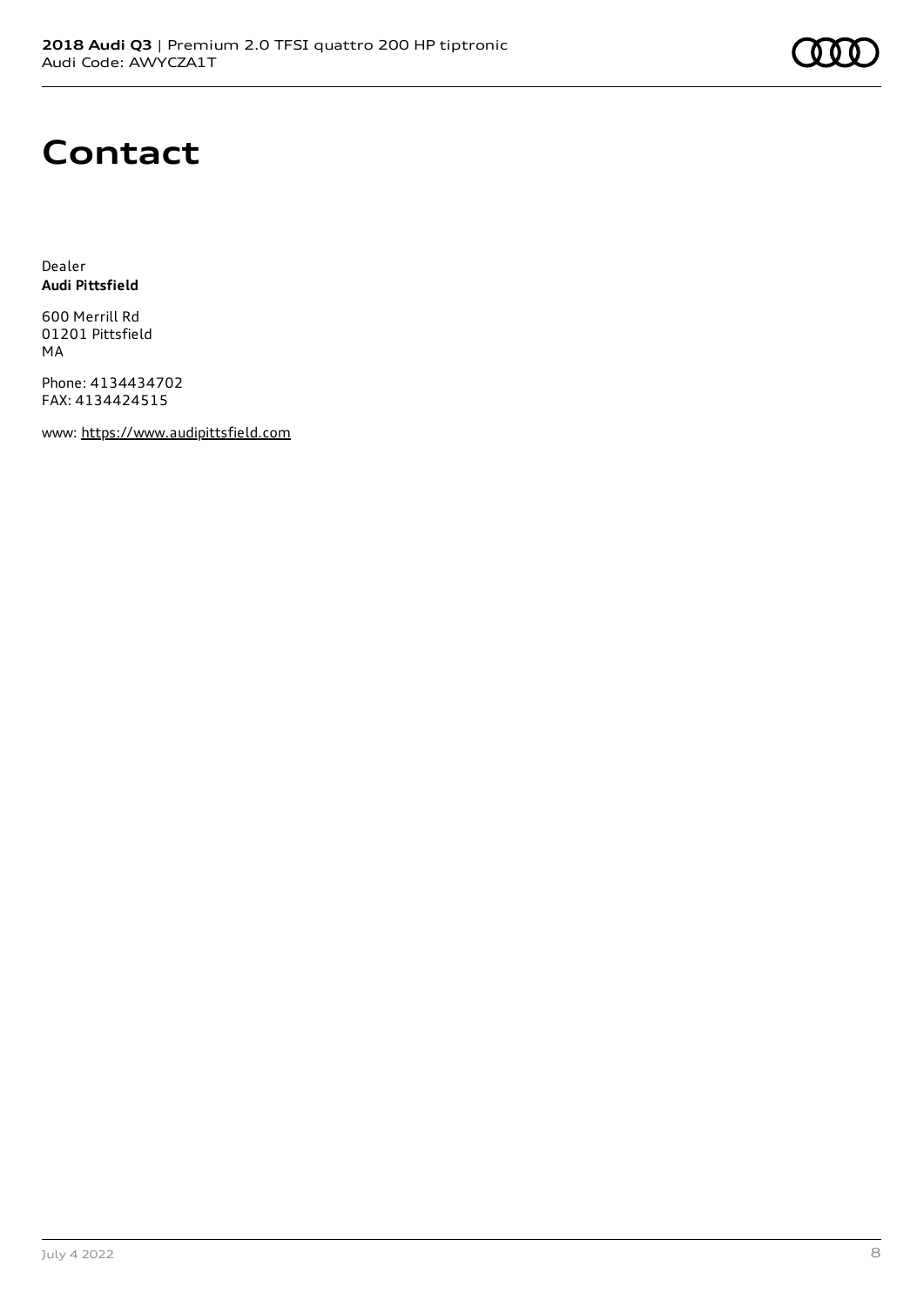# Contact

Dealer
**Audi Pittsfield**

600 Merrill Rd
01201 Pittsfield
MA

Phone: 4134434702
FAX: 4134424515

www: https://www.audipittsfield.com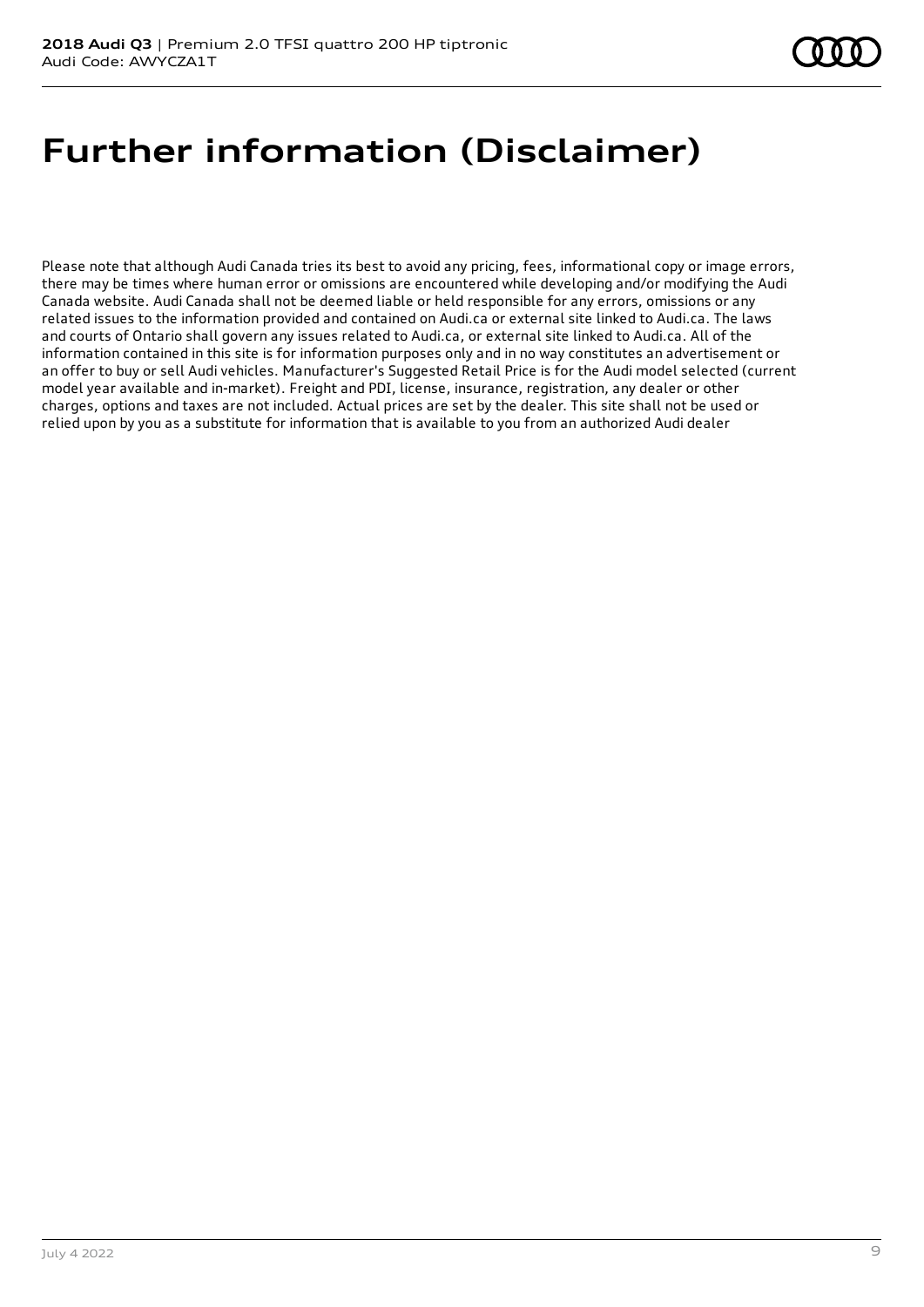# Further information (Disclaimer)

Please note that although Audi Canada tries its best to avoid any pricing, fees, informational copy or image errors, there may be times where human error or omissions are encountered while developing and/or modifying the Audi Canada website. Audi Canada shall not be deemed liable or held responsible for any errors, omissions or any related issues to the information provided and contained on Audi.ca or external site linked to Audi.ca. The laws and courts of Ontario shall govern any issues related to Audi.ca, or external site linked to Audi.ca. All of the information contained in this site is for information purposes only and in no way constitutes an advertisement or an offer to buy or sell Audi vehicles. Manufacturer's Suggested Retail Price is for the Audi model selected (current model year available and in-market). Freight and PDI, license, insurance, registration, any dealer or other charges, options and taxes are not included. Actual prices are set by the dealer. This site shall not be used or relied upon by you as a substitute for information that is available to you from an authorized Audi dealer